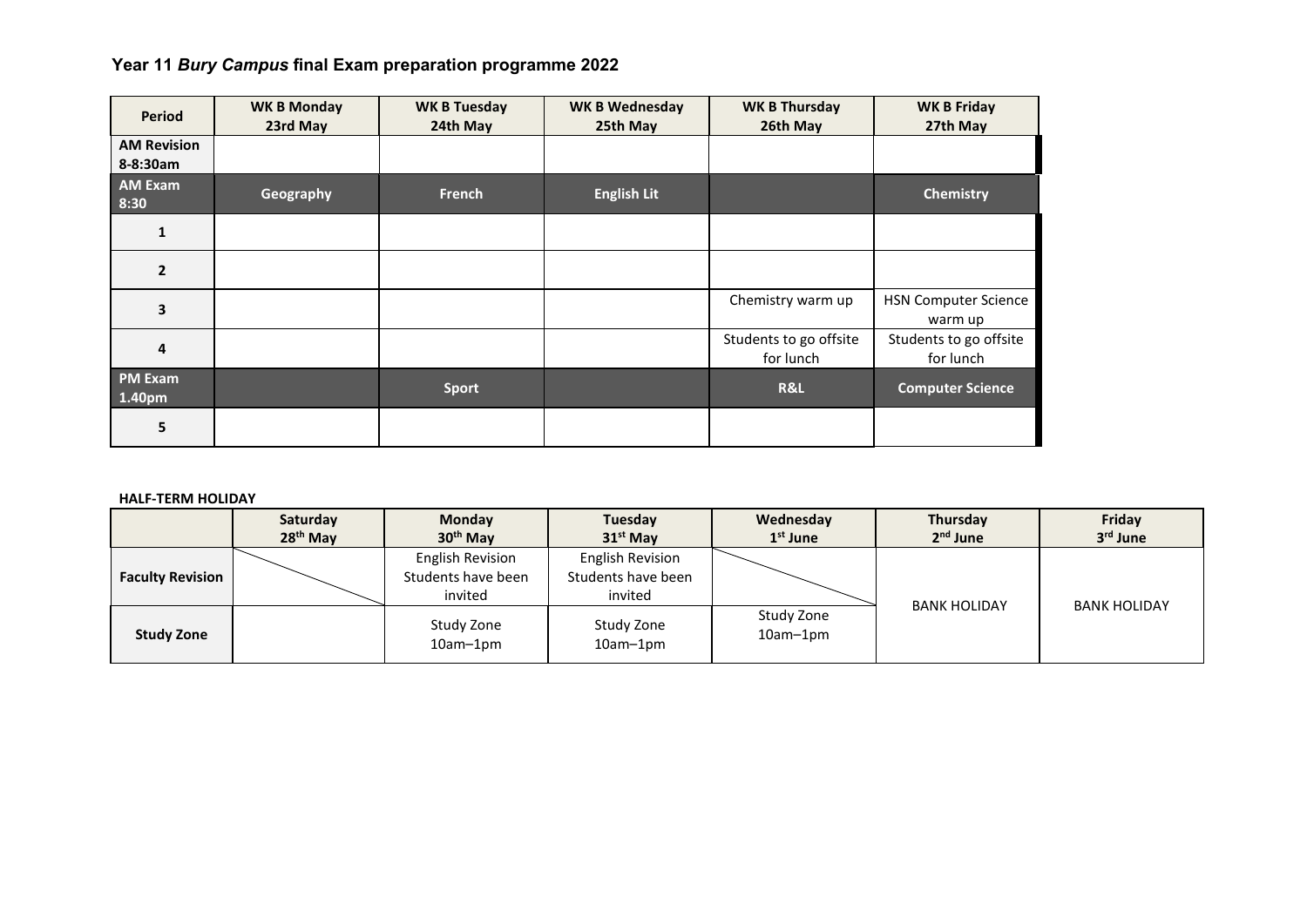## Year 11 *Bury Campus* final Exam preparation programme 2022

| Period | WK B Monday 23rd May | WK B Tuesday 24th May | WK B Wednesday 25th May | WK B Thursday 26th May | WK B Friday 27th May |
|---|---|---|---|---|---|
| AM Revision 8-8:30am | | | | | |
| AM Exam 8:30 | Geography | French | English Lit | | Chemistry |
| 1 | | | | | |
| 2 | | | | | |
| 3 | | | | Chemistry warm up | HSN Computer Science warm up |
| 4 | | | | Students to go offsite for lunch | Students to go offsite for lunch |
| PM Exam 1.40pm | | Sport | | R&L | Computer Science |
| 5 | | | | | |

**HALF-TERM HOLIDAY**

| | Saturday 28th May | Monday 30th May | Tuesday 31st May | Wednesday 1st June | Thursday 2nd June | Friday 3rd June |
|---|---|---|---|---|---|---|
| **Faculty Revision** | | English Revision Students have been invited | English Revision Students have been invited | | BANK HOLIDAY | BANK HOLIDAY |
| **Study Zone** | | Study Zone 10am–1pm | Study Zone 10am–1pm | Study Zone 10am–1pm | | |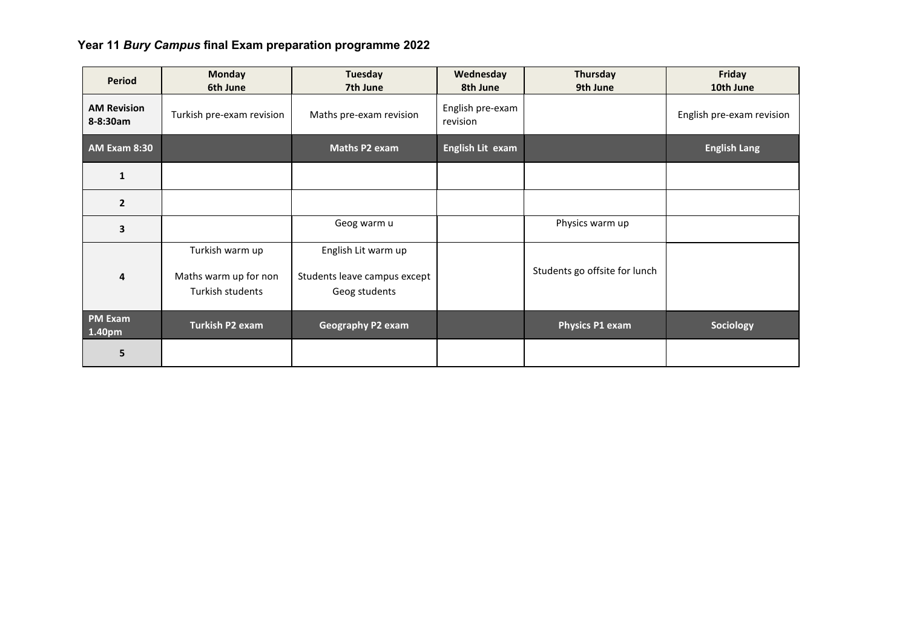**Year 11 *Bury Campus* final Exam preparation programme 2022**

| Period | Monday 6th June | Tuesday 7th June | Wednesday 8th June | Thursday 9th June | Friday 10th June |
|---|---|---|---|---|---|
| **AM Revision 8-8:30am** | Turkish pre-exam revision | Maths pre-exam revision | English pre-exam revision | | English pre-exam revision |
| **AM Exam 8:30** | | **Maths P2 exam** | **English Lit exam** | | **English Lang** |
| **1** | | | | | |
| **2** | | | | | |
| **3** | | Geog warm u | | Physics warm up | |
| **4** | Turkish warm up<br><br>Maths warm up for non Turkish students | English Lit warm up<br><br>Students leave campus except Geog students | | Students go offsite for lunch | |
| **PM Exam 1.40pm** | **Turkish P2 exam** | **Geography P2 exam** | | **Physics P1 exam** | **Sociology** |
| **5** | | | | | |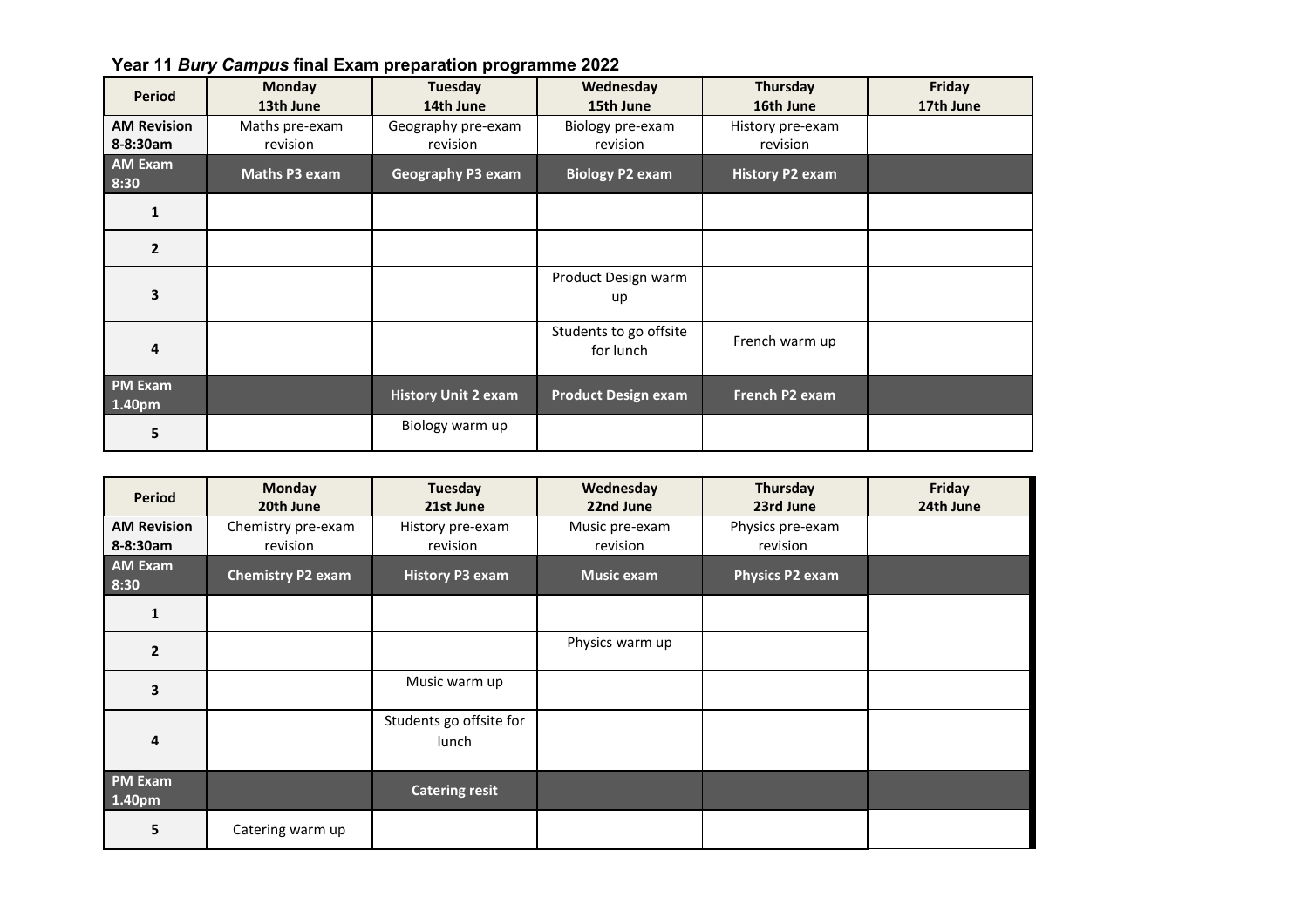## Year 11 *Bury Campus* final Exam preparation programme 2022

| Period | Monday<br>13th June | Tuesday<br>14th June | Wednesday<br>15th June | Thursday<br>16th June | Friday<br>17th June |
|---|---|---|---|---|---|
| **AM Revision 8-8:30am** | Maths pre-exam revision | Geography pre-exam revision | Biology pre-exam revision | History pre-exam revision | |
| **AM Exam 8:30** | **Maths P3 exam** | **Geography P3 exam** | **Biology P2 exam** | **History P2 exam** | |
| **1** | | | | | |
| **2** | | | | | |
| **3** | | | Product Design warm up | | |
| **4** | | | Students to go offsite for lunch | French warm up | |
| **PM Exam 1.40pm** | | **History Unit 2 exam** | **Product Design exam** | **French P2 exam** | |
| **5** | | Biology warm up | | | |

| Period | Monday<br>20th June | Tuesday<br>21st June | Wednesday<br>22nd June | Thursday<br>23rd June | Friday<br>24th June |
|---|---|---|---|---|---|
| **AM Revision 8-8:30am** | Chemistry pre-exam revision | History pre-exam revision | Music pre-exam revision | Physics pre-exam revision | |
| **AM Exam 8:30** | **Chemistry P2 exam** | **History P3 exam** | **Music exam** | **Physics P2 exam** | |
| **1** | | | | | |
| **2** | | | Physics warm up | | |
| **3** | | Music warm up | | | |
| **4** | | Students go offsite for lunch | | | |
| **PM Exam 1.40pm** | | **Catering resit** | | | |
| **5** | Catering warm up | | | | |